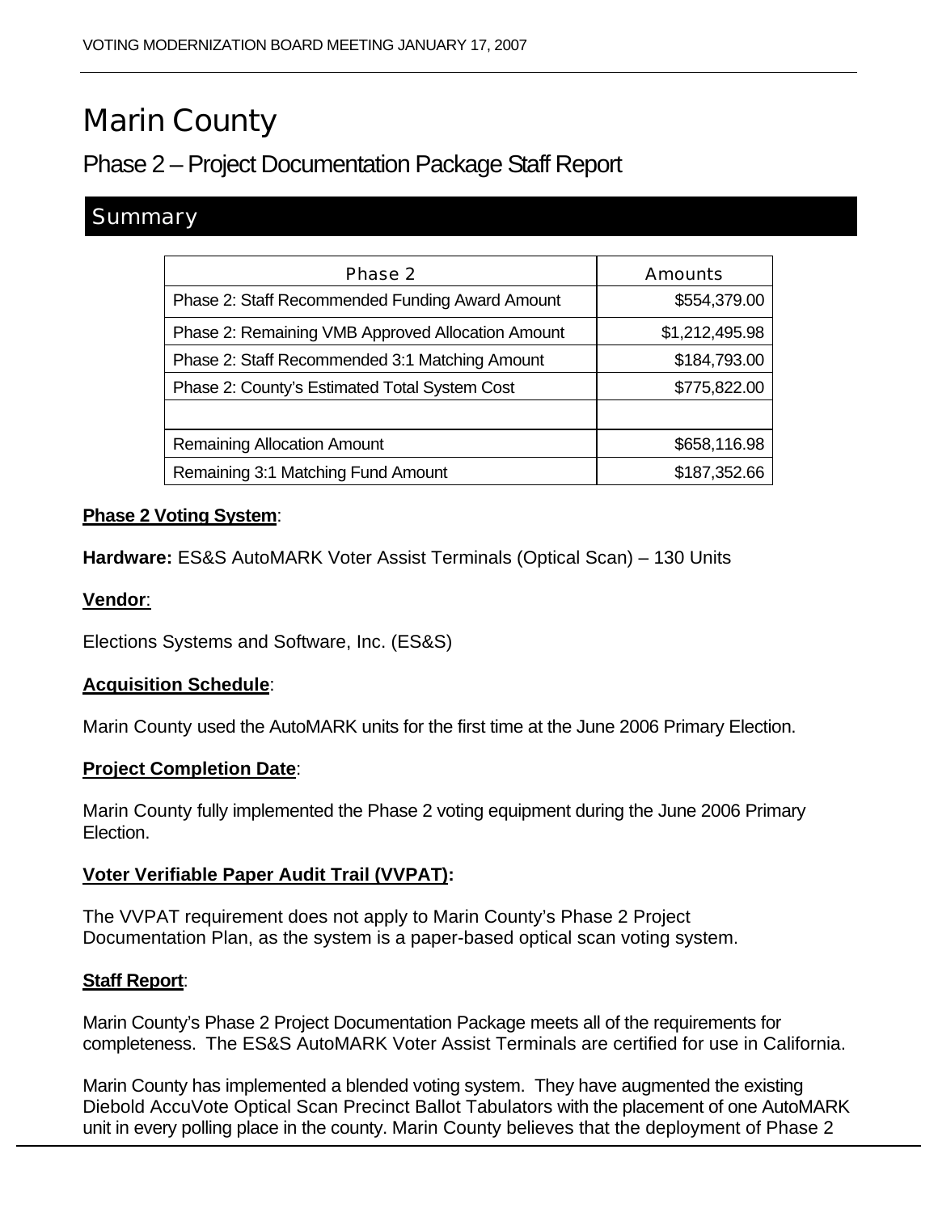# Marin County

## Phase 2 – Project Documentation Package Staff Report

## Summary

| Phase 2 | Amounts |
|---|---|
| Phase 2: Staff Recommended Funding Award Amount | $554,379.00 |
| Phase 2: Remaining VMB Approved Allocation Amount | $1,212,495.98 |
| Phase 2: Staff Recommended 3:1 Matching Amount | $184,793.00 |
| Phase 2: County's Estimated Total System Cost | $775,822.00 |
| | |
| Remaining Allocation Amount | $658,116.98 |
| Remaining 3:1 Matching Fund Amount | $187,352.66 |

**Phase 2 Voting System**:

**Hardware:** ES&S AutoMARK Voter Assist Terminals (Optical Scan) – 130 Units

**Vendor**:

Elections Systems and Software, Inc. (ES&S)

**Acquisition Schedule**:

Marin County used the AutoMARK units for the first time at the June 2006 Primary Election.

**Project Completion Date**:

Marin County fully implemented the Phase 2 voting equipment during the June 2006 Primary Election.

**Voter Verifiable Paper Audit Trail (VVPAT):**

The VVPAT requirement does not apply to Marin County's Phase 2 Project Documentation Plan, as the system is a paper-based optical scan voting system.

**Staff Report**:

Marin County's Phase 2 Project Documentation Package meets all of the requirements for completeness. The ES&S AutoMARK Voter Assist Terminals are certified for use in California.

Marin County has implemented a blended voting system. They have augmented the existing Diebold AccuVote Optical Scan Precinct Ballot Tabulators with the placement of one AutoMARK unit in every polling place in the county. Marin County believes that the deployment of Phase 2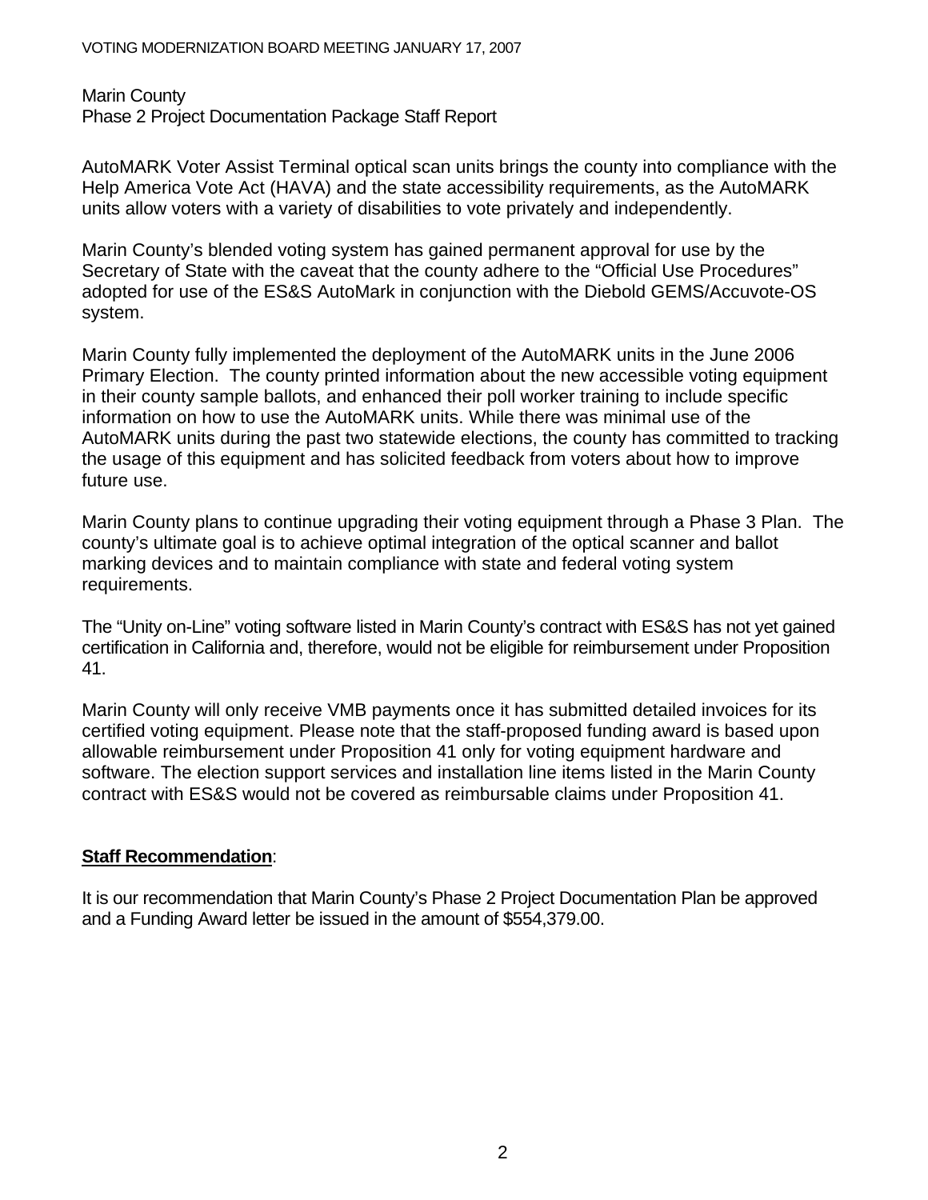Marin County
Phase 2 Project Documentation Package Staff Report

AutoMARK Voter Assist Terminal optical scan units brings the county into compliance with the Help America Vote Act (HAVA) and the state accessibility requirements, as the AutoMARK units allow voters with a variety of disabilities to vote privately and independently.

Marin County's blended voting system has gained permanent approval for use by the Secretary of State with the caveat that the county adhere to the "Official Use Procedures" adopted for use of the ES&S AutoMark in conjunction with the Diebold GEMS/Accuvote-OS system.

Marin County fully implemented the deployment of the AutoMARK units in the June 2006 Primary Election. The county printed information about the new accessible voting equipment in their county sample ballots, and enhanced their poll worker training to include specific information on how to use the AutoMARK units. While there was minimal use of the AutoMARK units during the past two statewide elections, the county has committed to tracking the usage of this equipment and has solicited feedback from voters about how to improve future use.

Marin County plans to continue upgrading their voting equipment through a Phase 3 Plan. The county's ultimate goal is to achieve optimal integration of the optical scanner and ballot marking devices and to maintain compliance with state and federal voting system requirements.

The "Unity on-Line" voting software listed in Marin County's contract with ES&S has not yet gained certification in California and, therefore, would not be eligible for reimbursement under Proposition 41.

Marin County will only receive VMB payments once it has submitted detailed invoices for its certified voting equipment. Please note that the staff-proposed funding award is based upon allowable reimbursement under Proposition 41 only for voting equipment hardware and software. The election support services and installation line items listed in the Marin County contract with ES&S would not be covered as reimbursable claims under Proposition 41.

**Staff Recommendation**:

It is our recommendation that Marin County's Phase 2 Project Documentation Plan be approved and a Funding Award letter be issued in the amount of $554,379.00.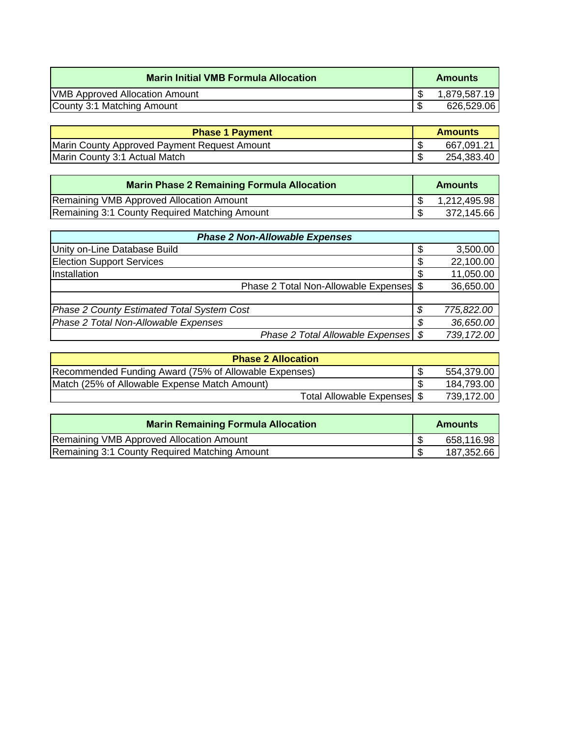| Marin Initial VMB Formula Allocation | Amounts |
| --- | --- |
| VMB Approved Allocation Amount | $ 1,879,587.19 |
| County 3:1 Matching Amount | $ 626,529.06 |

| Phase 1 Payment | Amounts |
| --- | --- |
| Marin County Approved Payment Request Amount | $ 667,091.21 |
| Marin County 3:1 Actual Match | $ 254,383.40 |

| Marin Phase 2 Remaining Formula Allocation | Amounts |
| --- | --- |
| Remaining VMB Approved Allocation Amount | $ 1,212,495.98 |
| Remaining 3:1 County Required Matching Amount | $ 372,145.66 |

| ***Phase 2 Non-Allowable Expenses*** | |
| --- | --- |
| Unity on-Line Database Build | $ 3,500.00 |
| Election Support Services | $ 22,100.00 |
| Installation | $ 11,050.00 |
| Phase 2 Total Non-Allowable Expenses | $ 36,650.00 |
| | |
| *Phase 2 County Estimated Total System Cost* | *$ 775,822.00* |
| *Phase 2 Total Non-Allowable Expenses* | *$ 36,650.00* |
| *Phase 2 Total Allowable Expenses* | *$ 739,172.00* |

| Phase 2 Allocation | |
| --- | --- |
| Recommended Funding Award (75% of Allowable Expenses) | $ 554,379.00 |
| Match (25% of Allowable Expense Match Amount) | $ 184,793.00 |
| Total Allowable Expenses | $ 739,172.00 |

| Marin Remaining Formula Allocation | Amounts |
| --- | --- |
| Remaining VMB Approved Allocation Amount | $ 658,116.98 |
| Remaining 3:1 County Required Matching Amount | $ 187,352.66 |